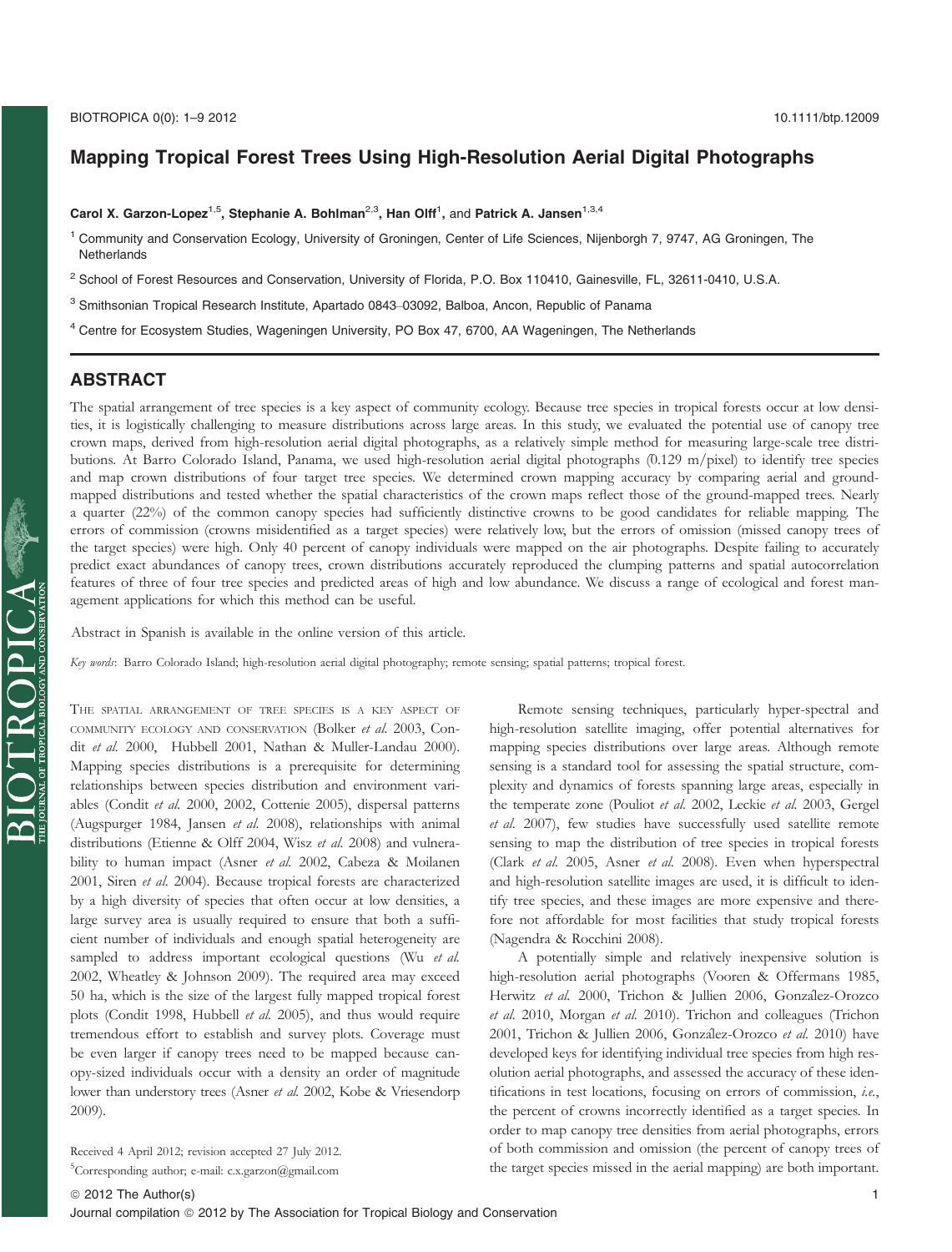# Mapping Tropical Forest Trees Using High-Resolution Aerial Digital Photographs

**Carol X. Garzon-Lopez**[1,5], **Stephanie A. Bohlman**[2,3], **Han Olff**[1], and **Patrick A. Jansen**[1,3,4]

[1] Community and Conservation Ecology, University of Groningen, Center of Life Sciences, Nijenborgh 7, 9747, AG Groningen, The Netherlands

[2] School of Forest Resources and Conservation, University of Florida, P.O. Box 110410, Gainesville, FL, 32611-0410, U.S.A.

[3] Smithsonian Tropical Research Institute, Apartado 0843–03092, Balboa, Ancon, Republic of Panama

[4] Centre for Ecosystem Studies, Wageningen University, PO Box 47, 6700, AA Wageningen, The Netherlands

## ABSTRACT

The spatial arrangement of tree species is a key aspect of community ecology. Because tree species in tropical forests occur at low densities, it is logistically challenging to measure distributions across large areas. In this study, we evaluated the potential use of canopy tree crown maps, derived from high-resolution aerial digital photographs, as a relatively simple method for measuring large-scale tree distributions. At Barro Colorado Island, Panama, we used high-resolution aerial digital photographs (0.129 m/pixel) to identify tree species and map crown distributions of four target tree species. We determined crown mapping accuracy by comparing aerial and ground-mapped distributions and tested whether the spatial characteristics of the crown maps reflect those of the ground-mapped trees. Nearly a quarter (22%) of the common canopy species had sufficiently distinctive crowns to be good candidates for reliable mapping. The errors of commission (crowns misidentified as a target species) were relatively low, but the errors of omission (missed canopy trees of the target species) were high. Only 40 percent of canopy individuals were mapped on the air photographs. Despite failing to accurately predict exact abundances of canopy trees, crown distributions accurately reproduced the clumping patterns and spatial autocorrelation features of three of four tree species and predicted areas of high and low abundance. We discuss a range of ecological and forest management applications for which this method can be useful.

Abstract in Spanish is available in the online version of this article.

*Key words*: Barro Colorado Island; high-resolution aerial digital photography; remote sensing; spatial patterns; tropical forest.

THE SPATIAL ARRANGEMENT OF TREE SPECIES IS A KEY ASPECT OF COMMUNITY ECOLOGY AND CONSERVATION (Bolker *et al.* 2003, Condit *et al.* 2000, Hubbell 2001, Nathan & Muller-Landau 2000). Mapping species distributions is a prerequisite for determining relationships between species distribution and environment variables (Condit *et al.* 2000, 2002, Cottenie 2005), dispersal patterns (Augspurger 1984, Jansen *et al.* 2008), relationships with animal distributions (Etienne & Olff 2004, Wisz *et al.* 2008) and vulnerability to human impact (Asner *et al.* 2002, Cabeza & Moilanen 2001, Siren *et al.* 2004). Because tropical forests are characterized by a high diversity of species that often occur at low densities, a large survey area is usually required to ensure that both a sufficient number of individuals and enough spatial heterogeneity are sampled to address important ecological questions (Wu *et al.* 2002, Wheatley & Johnson 2009). The required area may exceed 50 ha, which is the size of the largest fully mapped tropical forest plots (Condit 1998, Hubbell *et al.* 2005), and thus would require tremendous effort to establish and survey plots. Coverage must be even larger if canopy trees need to be mapped because canopy-sized individuals occur with a density an order of magnitude lower than understory trees (Asner *et al.* 2002, Kobe & Vriesendorp 2009).

Remote sensing techniques, particularly hyper-spectral and high-resolution satellite imaging, offer potential alternatives for mapping species distributions over large areas. Although remote sensing is a standard tool for assessing the spatial structure, complexity and dynamics of forests spanning large areas, especially in the temperate zone (Pouliot *et al.* 2002, Leckie *et al.* 2003, Gergel *et al.* 2007), few studies have successfully used satellite remote sensing to map the distribution of tree species in tropical forests (Clark *et al.* 2005, Asner *et al.* 2008). Even when hyperspectral and high-resolution satellite images are used, it is difficult to identify tree species, and these images are more expensive and therefore not affordable for most facilities that study tropical forests (Nagendra & Rocchini 2008).

A potentially simple and relatively inexpensive solution is high-resolution aerial photographs (Vooren & Offermans 1985, Herwitz *et al.* 2000, Trichon & Jullien 2006, Gonzâlez-Orozco *et al.* 2010, Morgan *et al.* 2010). Trichon and colleagues (Trichon 2001, Trichon & Jullien 2006, Gonzâlez-Orozco *et al.* 2010) have developed keys for identifying individual tree species from high resolution aerial photographs, and assessed the accuracy of these identifications in test locations, focusing on errors of commission, *i.e.*, the percent of crowns incorrectly identified as a target species. In order to map canopy tree densities from aerial photographs, errors of both commission and omission (the percent of canopy trees of the target species missed in the aerial mapping) are both important.

Received 4 April 2012; revision accepted 27 July 2012.

[5]Corresponding author; e-mail: c.x.garzon@gmail.com

© 2012 The Author(s)

Journal compilation © 2012 by The Association for Tropical Biology and Conservation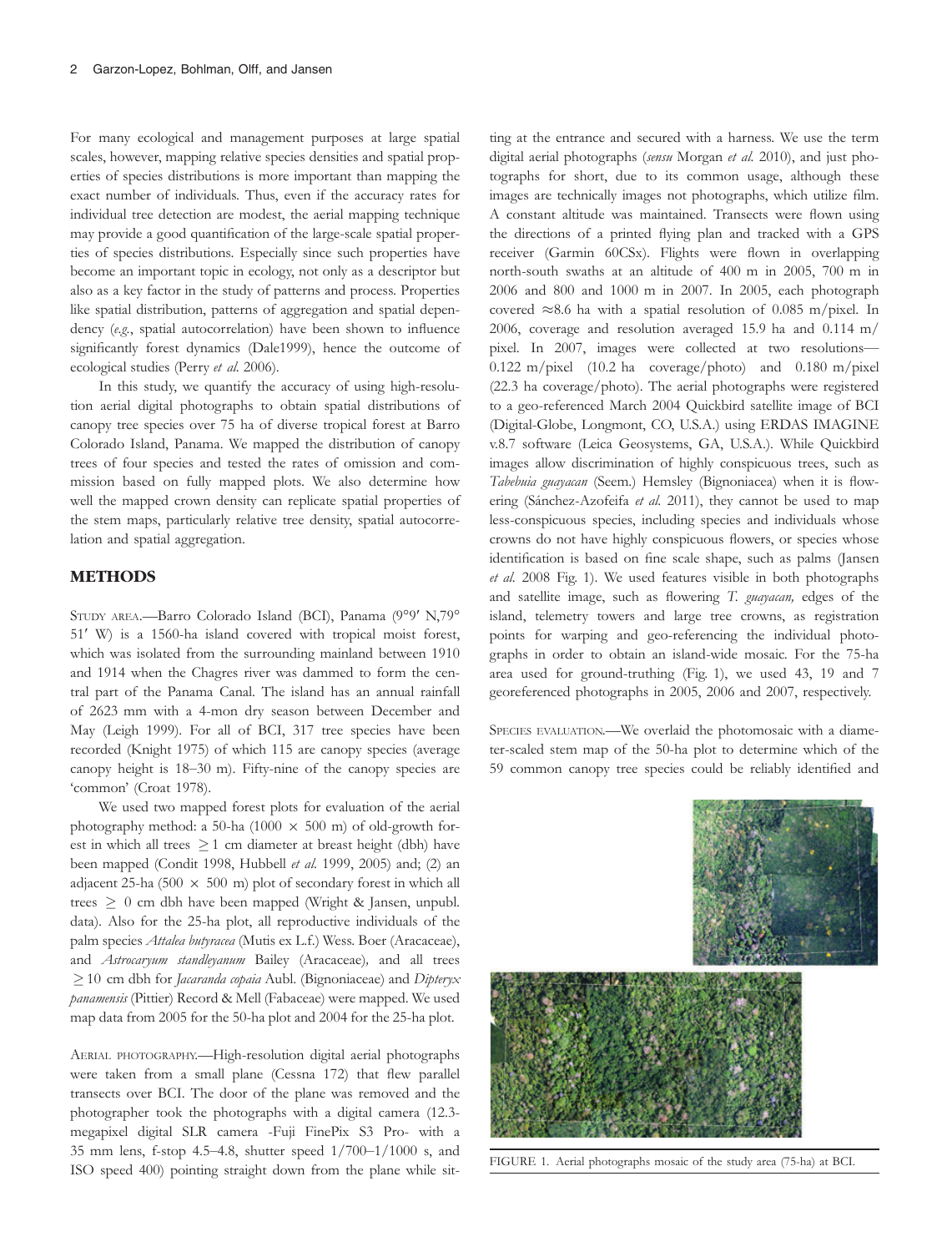For many ecological and management purposes at large spatial scales, however, mapping relative species densities and spatial properties of species distributions is more important than mapping the exact number of individuals. Thus, even if the accuracy rates for individual tree detection are modest, the aerial mapping technique may provide a good quantification of the large-scale spatial properties of species distributions. Especially since such properties have become an important topic in ecology, not only as a descriptor but also as a key factor in the study of patterns and process. Properties like spatial distribution, patterns of aggregation and spatial dependency (*e.g.*, spatial autocorrelation) have been shown to influence significantly forest dynamics (Dale1999), hence the outcome of ecological studies (Perry *et al.* 2006).

In this study, we quantify the accuracy of using high-resolution aerial digital photographs to obtain spatial distributions of canopy tree species over 75 ha of diverse tropical forest at Barro Colorado Island, Panama. We mapped the distribution of canopy trees of four species and tested the rates of omission and commission based on fully mapped plots. We also determine how well the mapped crown density can replicate spatial properties of the stem maps, particularly relative tree density, spatial autocorrelation and spatial aggregation.

## METHODS

STUDY AREA.—Barro Colorado Island (BCI), Panama (9°9′ N,79° 51′ W) is a 1560-ha island covered with tropical moist forest, which was isolated from the surrounding mainland between 1910 and 1914 when the Chagres river was dammed to form the central part of the Panama Canal. The island has an annual rainfall of 2623 mm with a 4-mon dry season between December and May (Leigh 1999). For all of BCI, 317 tree species have been recorded (Knight 1975) of which 115 are canopy species (average canopy height is 18–30 m). Fifty-nine of the canopy species are 'common' (Croat 1978).

We used two mapped forest plots for evaluation of the aerial photography method: a 50-ha (1000 × 500 m) of old-growth forest in which all trees ≥ 1 cm diameter at breast height (dbh) have been mapped (Condit 1998, Hubbell *et al.* 1999, 2005) and; (2) an adjacent 25-ha (500 × 500 m) plot of secondary forest in which all trees ≥ 0 cm dbh have been mapped (Wright & Jansen, unpubl. data). Also for the 25-ha plot, all reproductive individuals of the palm species *Attalea butyracea* (Mutis ex L.f.) Wess. Boer (Aracaceae), and *Astrocaryum standleyanum* Bailey (Aracaceae), and all trees ≥ 10 cm dbh for *Jacaranda copaia* Aubl. (Bignoniaceae) and *Dipteryx panamensis* (Pittier) Record & Mell (Fabaceae) were mapped. We used map data from 2005 for the 50-ha plot and 2004 for the 25-ha plot.

AERIAL PHOTOGRAPHY.—High-resolution digital aerial photographs were taken from a small plane (Cessna 172) that flew parallel transects over BCI. The door of the plane was removed and the photographer took the photographs with a digital camera (12.3-megapixel digital SLR camera -Fuji FinePix S3 Pro- with a 35 mm lens, f-stop 4.5–4.8, shutter speed 1/700–1/1000 s, and ISO speed 400) pointing straight down from the plane while sitting at the entrance and secured with a harness. We use the term digital aerial photographs (*sensu* Morgan *et al.* 2010), and just photographs for short, due to its common usage, although these images are technically images not photographs, which utilize film. A constant altitude was maintained. Transects were flown using the directions of a printed flying plan and tracked with a GPS receiver (Garmin 60CSx). Flights were flown in overlapping north-south swaths at an altitude of 400 m in 2005, 700 m in 2006 and 800 and 1000 m in 2007. In 2005, each photograph covered ≈8.6 ha with a spatial resolution of 0.085 m/pixel. In 2006, coverage and resolution averaged 15.9 ha and 0.114 m/pixel. In 2007, images were collected at two resolutions—0.122 m/pixel (10.2 ha coverage/photo) and 0.180 m/pixel (22.3 ha coverage/photo). The aerial photographs were registered to a geo-referenced March 2004 Quickbird satellite image of BCI (Digital-Globe, Longmont, CO, U.S.A.) using ERDAS IMAGINE v.8.7 software (Leica Geosystems, GA, U.S.A.). While Quickbird images allow discrimination of highly conspicuous trees, such as *Tabebuia guayacan* (Seem.) Hemsley (Bignoniacea) when it is flowering (Sánchez-Azofeifa *et al.* 2011), they cannot be used to map less-conspicuous species, including species and individuals whose crowns do not have highly conspicuous flowers, or species whose identification is based on fine scale shape, such as palms (Jansen *et al.* 2008 Fig. 1). We used features visible in both photographs and satellite image, such as flowering *T. guayacan,* edges of the island, telemetry towers and large tree crowns, as registration points for warping and geo-referencing the individual photographs in order to obtain an island-wide mosaic. For the 75-ha area used for ground-truthing (Fig. 1), we used 43, 19 and 7 georeferenced photographs in 2005, 2006 and 2007, respectively.

FIGURE 1. Aerial photographs mosaic of the study area (75-ha) at BCI.

SPECIES EVALUATION.—We overlaid the photomosaic with a diameter-scaled stem map of the 50-ha plot to determine which of the 59 common canopy tree species could be reliably identified and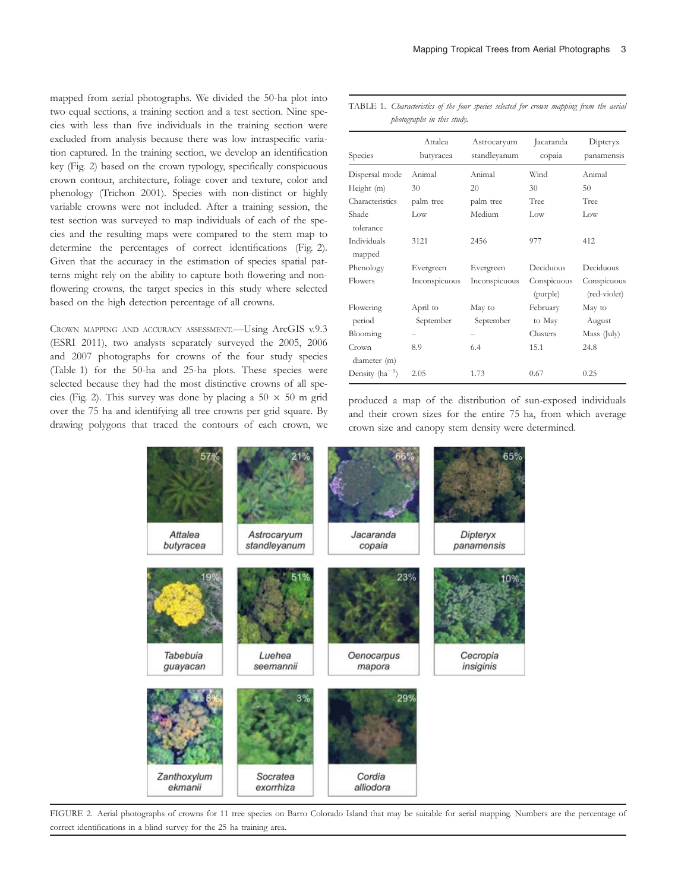mapped from aerial photographs. We divided the 50-ha plot into two equal sections, a training section and a test section. Nine species with less than five individuals in the training section were excluded from analysis because there was low intraspecific variation captured. In the training section, we develop an identification key (Fig. 2) based on the crown typology, specifically conspicuous crown contour, architecture, foliage cover and texture, color and phenology (Trichon 2001). Species with non-distinct or highly variable crowns were not included. After a training session, the test section was surveyed to map individuals of each of the species and the resulting maps were compared to the stem map to determine the percentages of correct identifications (Fig. 2). Given that the accuracy in the estimation of species spatial patterns might rely on the ability to capture both flowering and non-flowering crowns, the target species in this study where selected based on the high detection percentage of all crowns.

CROWN MAPPING AND ACCURACY ASSESSMENT.—Using ArcGIS v.9.3 (ESRI 2011), two analysts separately surveyed the 2005, 2006 and 2007 photographs for crowns of the four study species (Table 1) for the 50-ha and 25-ha plots. These species were selected because they had the most distinctive crowns of all species (Fig. 2). This survey was done by placing a 50 × 50 m grid over the 75 ha and identifying all tree crowns per grid square. By drawing polygons that traced the contours of each crown, we produced a map of the distribution of sun-exposed individuals and their crown sizes for the entire 75 ha, from which average crown size and canopy stem density were determined.

TABLE 1. *Characteristics of the four species selected for crown mapping from the aerial photographs in this study.*

| Species | Attalea butyracea | Astrocaryum standleyanum | Jacaranda copaia | Dipteryx panamensis |
|---|---|---|---|---|
| Dispersal mode | Animal | Animal | Wind | Animal |
| Height (m) | 30 | 20 | 30 | 50 |
| Characteristics | palm tree | palm tree | Tree | Tree |
| Shade tolerance | Low | Medium | Low | Low |
| Individuals mapped | 3121 | 2456 | 977 | 412 |
| Phenology | Evergreen | Evergreen | Deciduous | Deciduous |
| Flowers | Inconspicuous | Inconspicuous | Conspicuous (purple) | Conspicuous (red-violet) |
| Flowering period | April to September | May to September | February to May | May to August |
| Blooming | – | – | Clusters | Mass (July) |
| Crown diameter (m) | 8.9 | 6.4 | 15.1 | 24.8 |
| Density (ha$^{-1}$) | 2.05 | 1.73 | 0.67 | 0.25 |

57%
Attalea butyracea
21%
Astrocaryum standleyanum
66%
Jacaranda copaia
65%
Dipteryx panamensis
19%
Tabebuia guayacan
51%
Luehea seemannii
23%
Oenocarpus mapora
10%
Cecropia insiginis
8%
Zanthoxylum ekmanii
3%
Socratea exorrhiza
29%
Cordia alliodora

FIGURE 2. Aerial photographs of crowns for 11 tree species on Barro Colorado Island that may be suitable for aerial mapping. Numbers are the percentage of correct identifications in a blind survey for the 25 ha training area.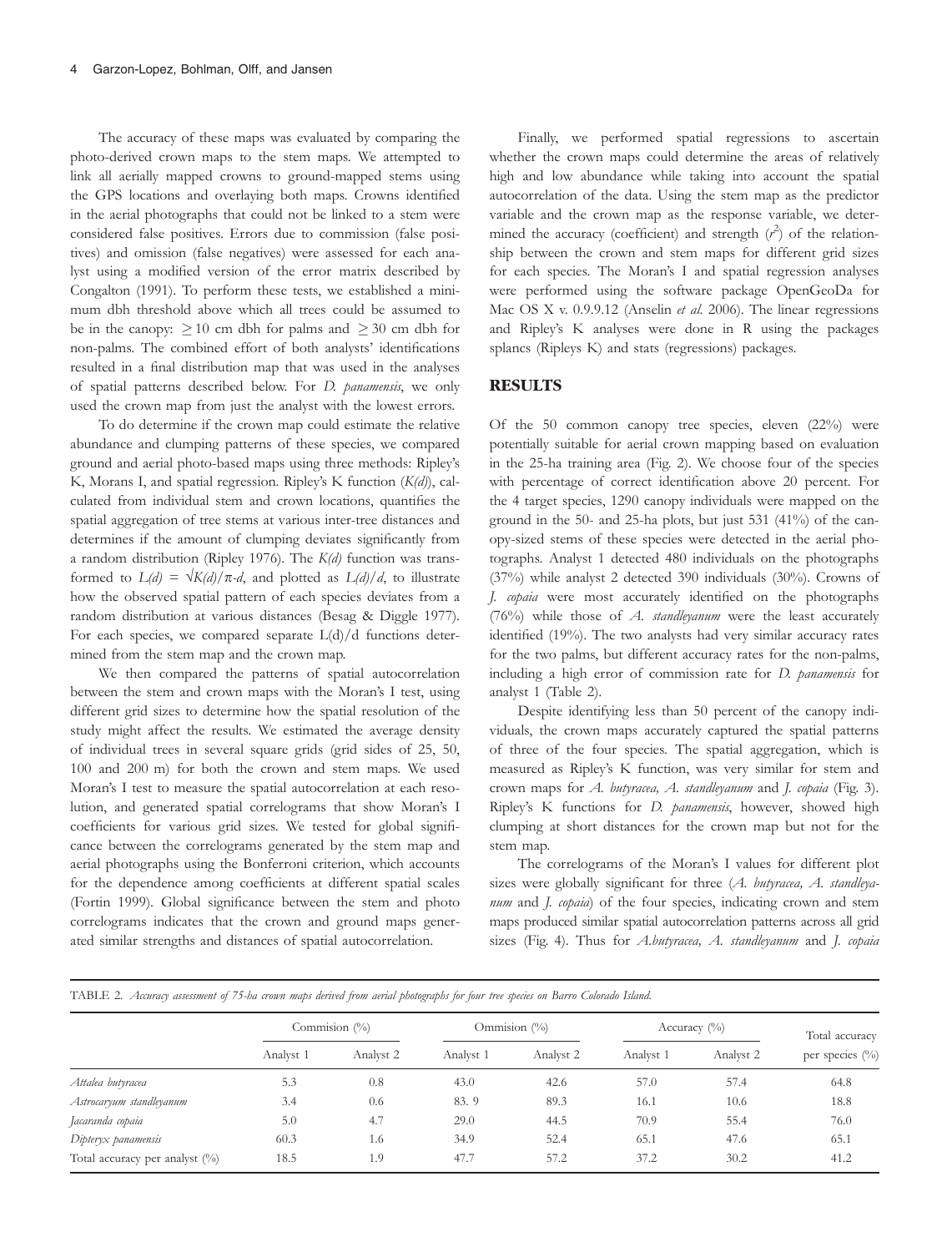The accuracy of these maps was evaluated by comparing the photo-derived crown maps to the stem maps. We attempted to link all aerially mapped crowns to ground-mapped stems using the GPS locations and overlaying both maps. Crowns identified in the aerial photographs that could not be linked to a stem were considered false positives. Errors due to commission (false positives) and omission (false negatives) were assessed for each analyst using a modified version of the error matrix described by Congalton (1991). To perform these tests, we established a minimum dbh threshold above which all trees could be assumed to be in the canopy: $\geq 10$ cm dbh for palms and $\geq 30$ cm dbh for non-palms. The combined effort of both analysts' identifications resulted in a final distribution map that was used in the analyses of spatial patterns described below. For *D. panamensis*, we only used the crown map from just the analyst with the lowest errors.

To do determine if the crown map could estimate the relative abundance and clumping patterns of these species, we compared ground and aerial photo-based maps using three methods: Ripley's K, Morans I, and spatial regression. Ripley's K function (*K(d)*), calculated from individual stem and crown locations, quantifies the spatial aggregation of tree stems at various inter-tree distances and determines if the amount of clumping deviates significantly from a random distribution (Ripley 1976). The *K(d)* function was transformed to $L(d) = \sqrt{K(d)/\pi}\text{-}d$, and plotted as $L(d)/d$, to illustrate how the observed spatial pattern of each species deviates from a random distribution at various distances (Besag & Diggle 1977). For each species, we compared separate L(d)/d functions determined from the stem map and the crown map.

We then compared the patterns of spatial autocorrelation between the stem and crown maps with the Moran's I test, using different grid sizes to determine how the spatial resolution of the study might affect the results. We estimated the average density of individual trees in several square grids (grid sides of 25, 50, 100 and 200 m) for both the crown and stem maps. We used Moran's I test to measure the spatial autocorrelation at each resolution, and generated spatial correlograms that show Moran's I coefficients for various grid sizes. We tested for global significance between the correlograms generated by the stem map and aerial photographs using the Bonferroni criterion, which accounts for the dependence among coefficients at different spatial scales (Fortin 1999). Global significance between the stem and photo correlograms indicates that the crown and ground maps generated similar strengths and distances of spatial autocorrelation.

Finally, we performed spatial regressions to ascertain whether the crown maps could determine the areas of relatively high and low abundance while taking into account the spatial autocorrelation of the data. Using the stem map as the predictor variable and the crown map as the response variable, we determined the accuracy (coefficient) and strength ($r^2$) of the relationship between the crown and stem maps for different grid sizes for each species. The Moran's I and spatial regression analyses were performed using the software package OpenGeoDa for Mac OS X v. 0.9.9.12 (Anselin *et al.* 2006). The linear regressions and Ripley's K analyses were done in R using the packages splancs (Ripleys K) and stats (regressions) packages.

## RESULTS

Of the 50 common canopy tree species, eleven (22%) were potentially suitable for aerial crown mapping based on evaluation in the 25-ha training area (Fig. 2). We choose four of the species with percentage of correct identification above 20 percent. For the 4 target species, 1290 canopy individuals were mapped on the ground in the 50- and 25-ha plots, but just 531 (41%) of the canopy-sized stems of these species were detected in the aerial photographs. Analyst 1 detected 480 individuals on the photographs (37%) while analyst 2 detected 390 individuals (30%). Crowns of *J. copaia* were most accurately identified on the photographs (76%) while those of *A. standleyanum* were the least accurately identified (19%). The two analysts had very similar accuracy rates for the two palms, but different accuracy rates for the non-palms, including a high error of commission rate for *D. panamensis* for analyst 1 (Table 2).

Despite identifying less than 50 percent of the canopy individuals, the crown maps accurately captured the spatial patterns of three of the four species. The spatial aggregation, which is measured as Ripley's K function, was very similar for stem and crown maps for *A. butyracea, A. standleyanum* and *J. copaia* (Fig. 3). Ripley's K functions for *D. panamensis*, however, showed high clumping at short distances for the crown map but not for the stem map.

The correlograms of the Moran's I values for different plot sizes were globally significant for three (*A. butyracea, A. standleyanum* and *J. copaia*) of the four species, indicating crown and stem maps produced similar spatial autocorrelation patterns across all grid sizes (Fig. 4). Thus for *A.butyracea, A. standleyanum* and *J. copaia*

TABLE 2. *Accuracy assessment of 75-ha crown maps derived from aerial photographs for four tree species on Barro Colorado Island.*

| | Commision (%) | | Ommision (%) | | Accuracy (%) | | Total accuracy per species (%) |
|---|---|---|---|---|---|---|---|
| | Analyst 1 | Analyst 2 | Analyst 1 | Analyst 2 | Analyst 1 | Analyst 2 | |
| *Attalea butyracea* | 5.3 | 0.8 | 43.0 | 42.6 | 57.0 | 57.4 | 64.8 |
| *Astrocaryum standleyanum* | 3.4 | 0.6 | 83. 9 | 89.3 | 16.1 | 10.6 | 18.8 |
| *Jacaranda copaia* | 5.0 | 4.7 | 29.0 | 44.5 | 70.9 | 55.4 | 76.0 |
| *Dipteryx panamensis* | 60.3 | 1.6 | 34.9 | 52.4 | 65.1 | 47.6 | 65.1 |
| Total accuracy per analyst (%) | 18.5 | 1.9 | 47.7 | 57.2 | 37.2 | 30.2 | 41.2 |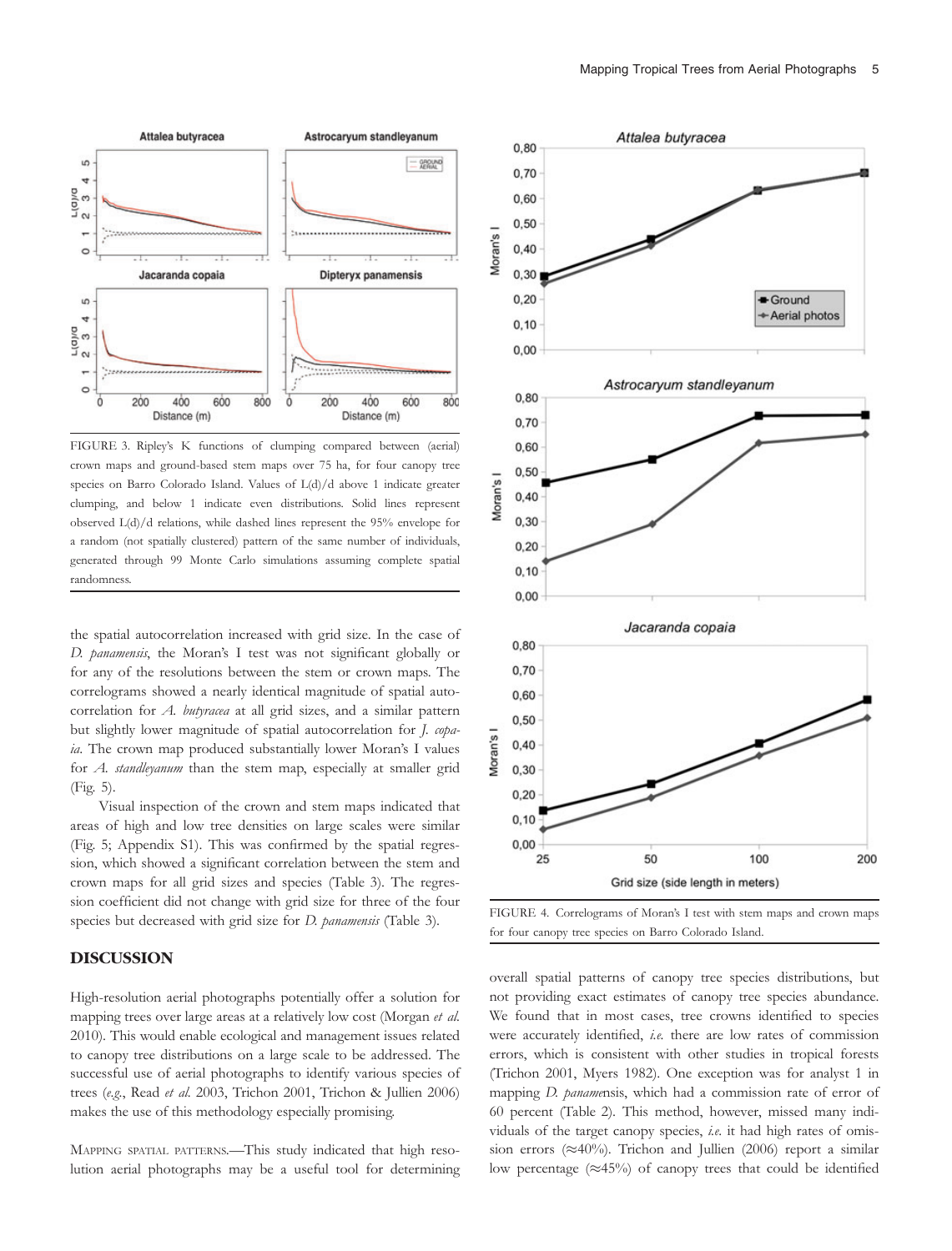Attalea butyracea

Astrocaryum standleyanum

GROUND
AERIAL

L(d)/d

Jacaranda copaia

Dipteryx panamensis

L(d)/d

0 200 400 600 800
Distance (m)

0 200 400 600 800
Distance (m)

FIGURE 3. Ripley's K functions of clumping compared between (aerial) crown maps and ground-based stem maps over 75 ha, for four canopy tree species on Barro Colorado Island. Values of L(d)/d above 1 indicate greater clumping, and below 1 indicate even distributions. Solid lines represent observed L(d)/d relations, while dashed lines represent the 95% envelope for a random (not spatially clustered) pattern of the same number of individuals, generated through 99 Monte Carlo simulations assuming complete spatial randomness.

Attalea butyracea

Astrocaryum standleyanum

Jacaranda copaia

Moran's I

Ground
Aerial photos

Grid size (side length in meters)

FIGURE 4. Correlograms of Moran's I test with stem maps and crown maps for four canopy tree species on Barro Colorado Island.

the spatial autocorrelation increased with grid size. In the case of *D. panamensis*, the Moran's I test was not significant globally or for any of the resolutions between the stem or crown maps. The correlograms showed a nearly identical magnitude of spatial autocorrelation for *A. butyracea* at all grid sizes, and a similar pattern but slightly lower magnitude of spatial autocorrelation for *J. copaia*. The crown map produced substantially lower Moran's I values for *A. standleyanum* than the stem map, especially at smaller grid (Fig. 5).

Visual inspection of the crown and stem maps indicated that areas of high and low tree densities on large scales were similar (Fig. 5; Appendix S1). This was confirmed by the spatial regression, which showed a significant correlation between the stem and crown maps for all grid sizes and species (Table 3). The regression coefficient did not change with grid size for three of the four species but decreased with grid size for *D. panamensis* (Table 3).

## DISCUSSION

High-resolution aerial photographs potentially offer a solution for mapping trees over large areas at a relatively low cost (Morgan *et al.* 2010). This would enable ecological and management issues related to canopy tree distributions on a large scale to be addressed. The successful use of aerial photographs to identify various species of trees (*e.g.*, Read *et al.* 2003, Trichon 2001, Trichon & Jullien 2006) makes the use of this methodology especially promising.

MAPPING SPATIAL PATTERNS.—This study indicated that high resolution aerial photographs may be a useful tool for determining overall spatial patterns of canopy tree species distributions, but not providing exact estimates of canopy tree species abundance. We found that in most cases, tree crowns identified to species were accurately identified, *i.e.* there are low rates of commission errors, which is consistent with other studies in tropical forests (Trichon 2001, Myers 1982). One exception was for analyst 1 in mapping *D. panamensis*, which had a commission rate of error of 60 percent (Table 2). This method, however, missed many individuals of the target canopy species, *i.e.* it had high rates of omission errors (≈40%). Trichon and Jullien (2006) report a similar low percentage (≈45%) of canopy trees that could be identified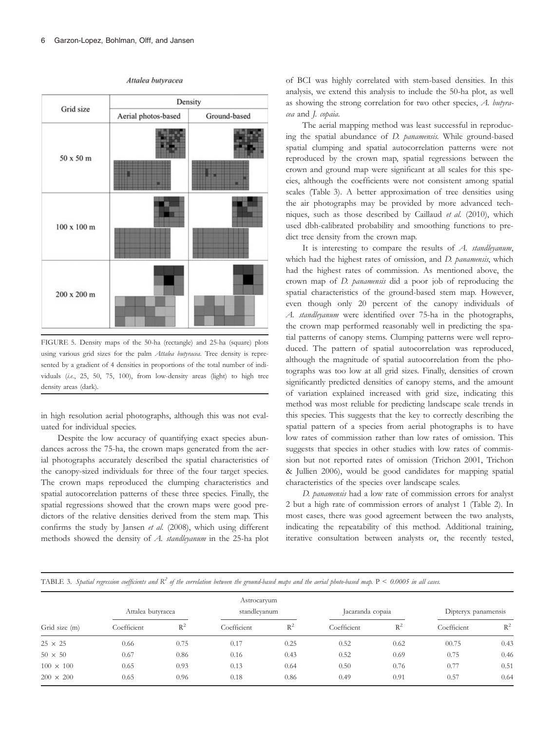FIGURE 5. Density maps of the 50-ha (rectangle) and 25-ha (square) plots using various grid sizes for the palm *Attalea butyracea*. Tree density is represented by a gradient of 4 densities in proportions of the total number of individuals (*i.e.*, 25, 50, 75, 100), from low-density areas (light) to high tree density areas (dark).

in high resolution aerial photographs, although this was not evaluated for individual species.

Despite the low accuracy of quantifying exact species abundances across the 75-ha, the crown maps generated from the aerial photographs accurately described the spatial characteristics of the canopy-sized individuals for three of the four target species. The crown maps reproduced the clumping characteristics and spatial autocorrelation patterns of these three species. Finally, the spatial regressions showed that the crown maps were good predictors of the relative densities derived from the stem map. This confirms the study by Jansen *et al.* (2008), which using different methods showed the density of *A. standleyanum* in the 25-ha plot of BCI was highly correlated with stem-based densities. In this analysis, we extend this analysis to include the 50-ha plot, as well as showing the strong correlation for two other species, *A. butyracea* and *J. copaia*.

The aerial mapping method was least successful in reproducing the spatial abundance of *D. panamensis*. While ground-based spatial clumping and spatial autocorrelation patterns were not reproduced by the crown map, spatial regressions between the crown and ground map were significant at all scales for this species, although the coefficients were not consistent among spatial scales (Table 3). A better approximation of tree densities using the air photographs may be provided by more advanced techniques, such as those described by Caillaud *et al.* (2010), which used dbh-calibrated probability and smoothing functions to predict tree density from the crown map.

It is interesting to compare the results of *A. standleyanum*, which had the highest rates of omission, and *D. panamensis*, which had the highest rates of commission. As mentioned above, the crown map of *D. panamensis* did a poor job of reproducing the spatial characteristics of the ground-based stem map. However, even though only 20 percent of the canopy individuals of *A. standleyanum* were identified over 75-ha in the photographs, the crown map performed reasonably well in predicting the spatial patterns of canopy stems. Clumping patterns were well reproduced. The pattern of spatial autocorrelation was reproduced, although the magnitude of spatial autocorrelation from the photographs was too low at all grid sizes. Finally, densities of crown significantly predicted densities of canopy stems, and the amount of variation explained increased with grid size, indicating this method was most reliable for predicting landscape scale trends in this species. This suggests that the key to correctly describing the spatial pattern of a species from aerial photographs is to have low rates of commission rather than low rates of omission. This suggests that species in other studies with low rates of commission but not reported rates of omission (Trichon 2001, Trichon & Jullien 2006), would be good candidates for mapping spatial characteristics of the species over landscape scales.

*D. panamensis* had a low rate of commission errors for analyst 2 but a high rate of commission errors of analyst 1 (Table 2). In most cases, there was good agreement between the two analysts, indicating the repeatability of this method. Additional training, iterative consultation between analysts or, the recently tested,

TABLE 3. *Spatial regression coefficients and $R^2$ of the correlation between the ground-based maps and the aerial photo-based map.* $P < 0.0005$ *in all cases.*

| Grid size (m) | Attalea butyracea | | Astrocaryum standleyanum | | Jacaranda copaia | | Dipteryx panamensis | |
|---|---|---|---|---|---|---|---|---|
| | Coefficient | $R^2$ | Coefficient | $R^2$ | Coefficient | $R^2$ | Coefficient | $R^2$ |
| 25 × 25 | 0.66 | 0.75 | 0.17 | 0.25 | 0.52 | 0.62 | 00.75 | 0.43 |
| 50 × 50 | 0.67 | 0.86 | 0.16 | 0.43 | 0.52 | 0.69 | 0.75 | 0.46 |
| 100 × 100 | 0.65 | 0.93 | 0.13 | 0.64 | 0.50 | 0.76 | 0.77 | 0.51 |
| 200 × 200 | 0.65 | 0.96 | 0.18 | 0.86 | 0.49 | 0.91 | 0.57 | 0.64 |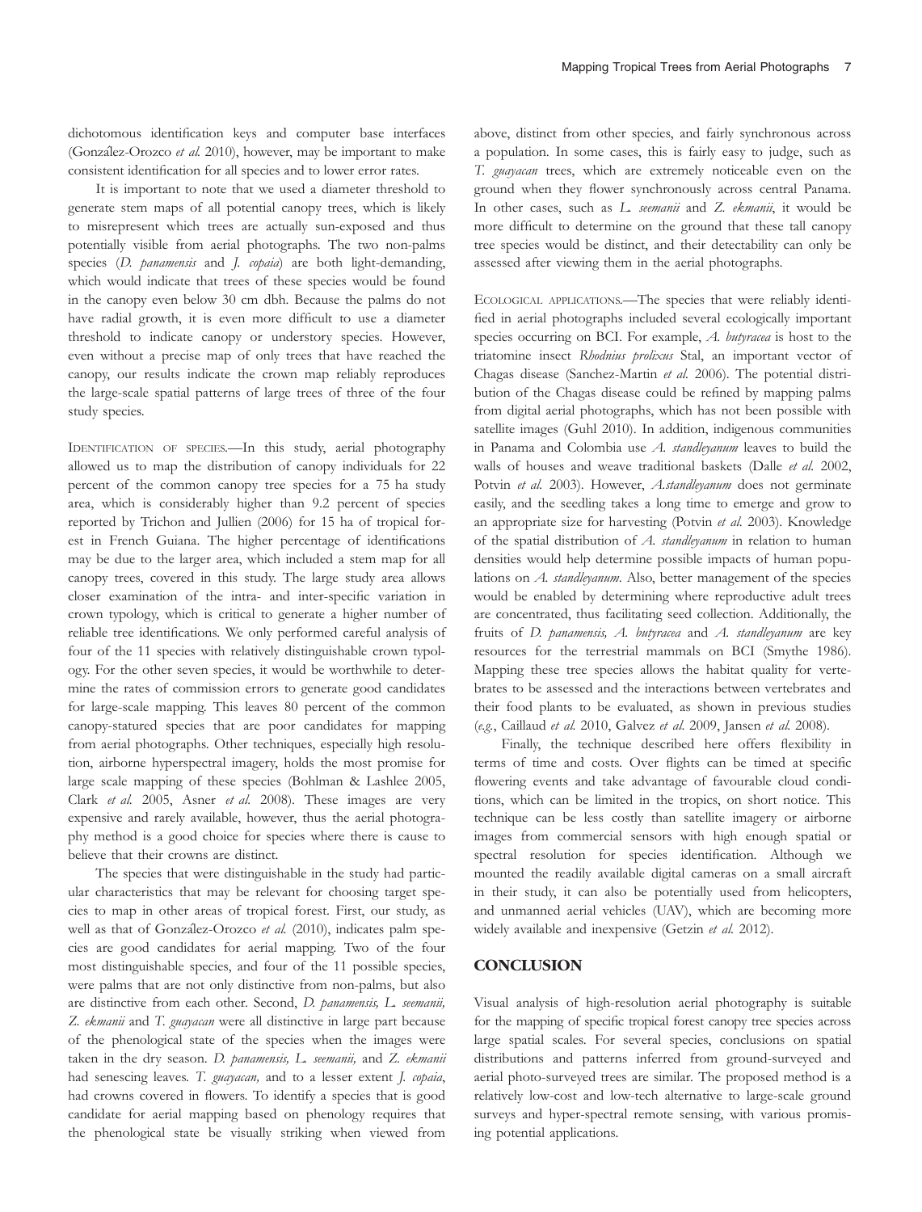dichotomous identification keys and computer base interfaces (Gonzâlez-Orozco *et al.* 2010), however, may be important to make consistent identification for all species and to lower error rates.

It is important to note that we used a diameter threshold to generate stem maps of all potential canopy trees, which is likely to misrepresent which trees are actually sun-exposed and thus potentially visible from aerial photographs. The two non-palms species (*D. panamensis* and *J. copaia*) are both light-demanding, which would indicate that trees of these species would be found in the canopy even below 30 cm dbh. Because the palms do not have radial growth, it is even more difficult to use a diameter threshold to indicate canopy or understory species. However, even without a precise map of only trees that have reached the canopy, our results indicate the crown map reliably reproduces the large-scale spatial patterns of large trees of three of the four study species.

IDENTIFICATION OF SPECIES.—In this study, aerial photography allowed us to map the distribution of canopy individuals for 22 percent of the common canopy tree species for a 75 ha study area, which is considerably higher than 9.2 percent of species reported by Trichon and Jullien (2006) for 15 ha of tropical forest in French Guiana. The higher percentage of identifications may be due to the larger area, which included a stem map for all canopy trees, covered in this study. The large study area allows closer examination of the intra- and inter-specific variation in crown typology, which is critical to generate a higher number of reliable tree identifications. We only performed careful analysis of four of the 11 species with relatively distinguishable crown typology. For the other seven species, it would be worthwhile to determine the rates of commission errors to generate good candidates for large-scale mapping. This leaves 80 percent of the common canopy-statured species that are poor candidates for mapping from aerial photographs. Other techniques, especially high resolution, airborne hyperspectral imagery, holds the most promise for large scale mapping of these species (Bohlman & Lashlee 2005, Clark *et al.* 2005, Asner *et al.* 2008). These images are very expensive and rarely available, however, thus the aerial photography method is a good choice for species where there is cause to believe that their crowns are distinct.

The species that were distinguishable in the study had particular characteristics that may be relevant for choosing target species to map in other areas of tropical forest. First, our study, as well as that of Gonzâlez-Orozco *et al.* (2010), indicates palm species are good candidates for aerial mapping. Two of the four most distinguishable species, and four of the 11 possible species, were palms that are not only distinctive from non-palms, but also are distinctive from each other. Second, *D. panamensis, L. seemanii, Z. ekmanii* and *T. guayacan* were all distinctive in large part because of the phenological state of the species when the images were taken in the dry season. *D. panamensis, L. seemanii,* and *Z. ekmanii* had senescing leaves. *T. guayacan,* and to a lesser extent *J. copaia*, had crowns covered in flowers. To identify a species that is good candidate for aerial mapping based on phenology requires that the phenological state be visually striking when viewed from above, distinct from other species, and fairly synchronous across a population. In some cases, this is fairly easy to judge, such as *T. guayacan* trees, which are extremely noticeable even on the ground when they flower synchronously across central Panama. In other cases, such as *L. seemanii* and *Z. ekmanii*, it would be more difficult to determine on the ground that these tall canopy tree species would be distinct, and their detectability can only be assessed after viewing them in the aerial photographs.

ECOLOGICAL APPLICATIONS.—The species that were reliably identified in aerial photographs included several ecologically important species occurring on BCI. For example, *A. butyracea* is host to the triatomine insect *Rhodnius prolixus* Stal, an important vector of Chagas disease (Sanchez-Martin *et al.* 2006). The potential distribution of the Chagas disease could be refined by mapping palms from digital aerial photographs, which has not been possible with satellite images (Guhl 2010). In addition, indigenous communities in Panama and Colombia use *A. standleyanum* leaves to build the walls of houses and weave traditional baskets (Dalle *et al.* 2002, Potvin *et al.* 2003). However, *A.standleyanum* does not germinate easily, and the seedling takes a long time to emerge and grow to an appropriate size for harvesting (Potvin *et al.* 2003). Knowledge of the spatial distribution of *A. standleyanum* in relation to human densities would help determine possible impacts of human populations on *A. standleyanum*. Also, better management of the species would be enabled by determining where reproductive adult trees are concentrated, thus facilitating seed collection. Additionally, the fruits of *D. panamensis, A. butyracea* and *A. standleyanum* are key resources for the terrestrial mammals on BCI (Smythe 1986). Mapping these tree species allows the habitat quality for vertebrates to be assessed and the interactions between vertebrates and their food plants to be evaluated, as shown in previous studies (*e.g.*, Caillaud *et al.* 2010, Galvez *et al.* 2009, Jansen *et al.* 2008).

Finally, the technique described here offers flexibility in terms of time and costs. Over flights can be timed at specific flowering events and take advantage of favourable cloud conditions, which can be limited in the tropics, on short notice. This technique can be less costly than satellite imagery or airborne images from commercial sensors with high enough spatial or spectral resolution for species identification. Although we mounted the readily available digital cameras on a small aircraft in their study, it can also be potentially used from helicopters, and unmanned aerial vehicles (UAV), which are becoming more widely available and inexpensive (Getzin *et al.* 2012).

## CONCLUSION

Visual analysis of high-resolution aerial photography is suitable for the mapping of specific tropical forest canopy tree species across large spatial scales. For several species, conclusions on spatial distributions and patterns inferred from ground-surveyed and aerial photo-surveyed trees are similar. The proposed method is a relatively low-cost and low-tech alternative to large-scale ground surveys and hyper-spectral remote sensing, with various promising potential applications.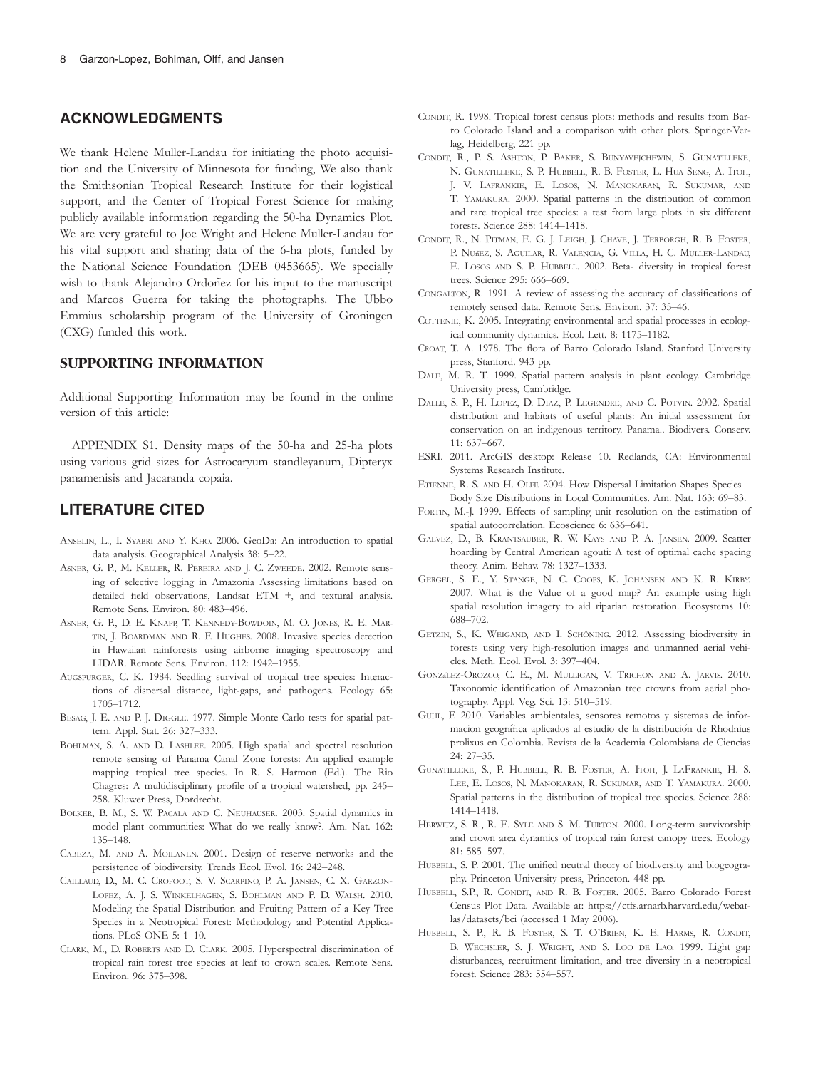## ACKNOWLEDGMENTS

We thank Helene Muller-Landau for initiating the photo acquisition and the University of Minnesota for funding, We also thank the Smithsonian Tropical Research Institute for their logistical support, and the Center of Tropical Forest Science for making publicly available information regarding the 50-ha Dynamics Plot. We are very grateful to Joe Wright and Helene Muller-Landau for his vital support and sharing data of the 6-ha plots, funded by the National Science Foundation (DEB 0453665). We specially wish to thank Alejandro Ordoñez for his input to the manuscript and Marcos Guerra for taking the photographs. The Ubbo Emmius scholarship program of the University of Groningen (CXG) funded this work.

### SUPPORTING INFORMATION

Additional Supporting Information may be found in the online version of this article:

APPENDIX S1. Density maps of the 50-ha and 25-ha plots using various grid sizes for Astrocaryum standleyanum, Dipteryx panamenisis and Jacaranda copaia.

## LITERATURE CITED

Anselin, L., I. Syabri and Y. Kho. 2006. GeoDa: An introduction to spatial data analysis. Geographical Analysis 38: 5–22.

Asner, G. P., M. Keller, R. Pereira and J. C. Zweede. 2002. Remote sensing of selective logging in Amazonia Assessing limitations based on detailed field observations, Landsat ETM +, and textural analysis. Remote Sens. Environ. 80: 483–496.

Asner, G. P., D. E. Knapp, T. Kennedy-Bowdoin, M. O. Jones, R. E. Martin, J. Boardman and R. F. Hughes. 2008. Invasive species detection in Hawaiian rainforests using airborne imaging spectroscopy and LIDAR. Remote Sens. Environ. 112: 1942–1955.

Augspurger, C. K. 1984. Seedling survival of tropical tree species: Interactions of dispersal distance, light-gaps, and pathogens. Ecology 65: 1705–1712.

Besag, J. E. and P. J. Diggle. 1977. Simple Monte Carlo tests for spatial pattern. Appl. Stat. 26: 327–333.

Bohlman, S. A. and D. Lashlee. 2005. High spatial and spectral resolution remote sensing of Panama Canal Zone forests: An applied example mapping tropical tree species. In R. S. Harmon (Ed.). The Rio Chagres: A multidisciplinary profile of a tropical watershed, pp. 245–258. Kluwer Press, Dordrecht.

Bolker, B. M., S. W. Pacala and C. Neuhauser. 2003. Spatial dynamics in model plant communities: What do we really know?. Am. Nat. 162: 135–148.

Cabeza, M. and A. Moilanen. 2001. Design of reserve networks and the persistence of biodiversity. Trends Ecol. Evol. 16: 242–248.

Caillaud, D., M. C. Crofoot, S. V. Scarpino, P. A. Jansen, C. X. Garzon-Lopez, A. J. S. Winkelhagen, S. Bohlman and P. D. Walsh. 2010. Modeling the Spatial Distribution and Fruiting Pattern of a Key Tree Species in a Neotropical Forest: Methodology and Potential Applications. PLoS ONE 5: 1–10.

Clark, M., D. Roberts and D. Clark. 2005. Hyperspectral discrimination of tropical rain forest tree species at leaf to crown scales. Remote Sens. Environ. 96: 375–398.

Condit, R. 1998. Tropical forest census plots: methods and results from Barro Colorado Island and a comparison with other plots. Springer-Verlag, Heidelberg, 221 pp.

Condit, R., P. S. Ashton, P. Baker, S. Bunyavejchewin, S. Gunatilleke, N. Gunatilleke, S. P. Hubbell, R. B. Foster, L. Hua Seng, A. Itoh, J. V. Lafrankie, E. Losos, N. Manokaran, R. Sukumar, and T. Yamakura. 2000. Spatial patterns in the distribution of common and rare tropical tree species: a test from large plots in six different forests. Science 288: 1414–1418.

Condit, R., N. Pitman, E. G. J. Leigh, J. Chave, J. Terborgh, R. B. Foster, P. Nuñez, S. Aguilar, R. Valencia, G. Villa, H. C. Muller-Landau, E. Losos and S. P. Hubbell. 2002. Beta- diversity in tropical forest trees. Science 295: 666–669.

Congalton, R. 1991. A review of assessing the accuracy of classifications of remotely sensed data. Remote Sens. Environ. 37: 35–46.

Cottenie, K. 2005. Integrating environmental and spatial processes in ecological community dynamics. Ecol. Lett. 8: 1175–1182.

Croat, T. A. 1978. The flora of Barro Colorado Island. Stanford University press, Stanford. 943 pp.

Dale, M. R. T. 1999. Spatial pattern analysis in plant ecology. Cambridge University press, Cambridge.

Dalle, S. P., H. Lopez, D. Diaz, P. Legendre, and C. Potvin. 2002. Spatial distribution and habitats of useful plants: An initial assessment for conservation on an indigenous territory. Panama.. Biodivers. Conserv. 11: 637–667.

ESRI. 2011. ArcGIS desktop: Release 10. Redlands, CA: Environmental Systems Research Institute.

Etienne, R. S. and H. Olff. 2004. How Dispersal Limitation Shapes Species – Body Size Distributions in Local Communities. Am. Nat. 163: 69–83.

Fortin, M.-J. 1999. Effects of sampling unit resolution on the estimation of spatial autocorrelation. Ecoscience 6: 636–641.

Galvez, D., B. Krantsauber, R. W. Kays and P. A. Jansen. 2009. Scatter hoarding by Central American agouti: A test of optimal cache spacing theory. Anim. Behav. 78: 1327–1333.

Gergel, S. E., Y. Stange, N. C. Coops, K. Johansen and K. R. Kirby. 2007. What is the Value of a good map? An example using high spatial resolution imagery to aid riparian restoration. Ecosystems 10: 688–702.

Getzin, S., K. Weigand, and I. Schöning. 2012. Assessing biodiversity in forests using very high-resolution images and unmanned aerial vehicles. Meth. Ecol. Evol. 3: 397–404.

González-Orozco, C. E., M. Mulligan, V. Trichon and A. Jarvis. 2010. Taxonomic identification of Amazonian tree crowns from aerial photography. Appl. Veg. Sci. 13: 510–519.

Guhl, F. 2010. Variables ambientales, sensores remotos y sistemas de informacion geográfica aplicados al estudio de la distribución de Rhodnius prolixus en Colombia. Revista de la Academia Colombiana de Ciencias 24: 27–35.

Gunatilleke, S., P. Hubbell, R. B. Foster, A. Itoh, J. LaFrankie, H. S. Lee, E. Losos, N. Manokaran, R. Sukumar, and T. Yamakura. 2000. Spatial patterns in the distribution of tropical tree species. Science 288: 1414–1418.

Herwitz, S. R., R. E. Syle and S. M. Turton. 2000. Long-term survivorship and crown area dynamics of tropical rain forest canopy trees. Ecology 81: 585–597.

Hubbell, S. P. 2001. The unified neutral theory of biodiversity and biogeography. Princeton University press, Princeton. 448 pp.

Hubbell, S.P., R. Condit, and R. B. Foster. 2005. Barro Colorado Forest Census Plot Data. Available at: https://ctfs.arnarb.harvard.edu/webatlas/datasets/bci (accessed 1 May 2006).

Hubbell, S. P., R. B. Foster, S. T. O'Brien, K. E. Harms, R. Condit, B. Wechsler, S. J. Wright, and S. Loo de Lao. 1999. Light gap disturbances, recruitment limitation, and tree diversity in a neotropical forest. Science 283: 554–557.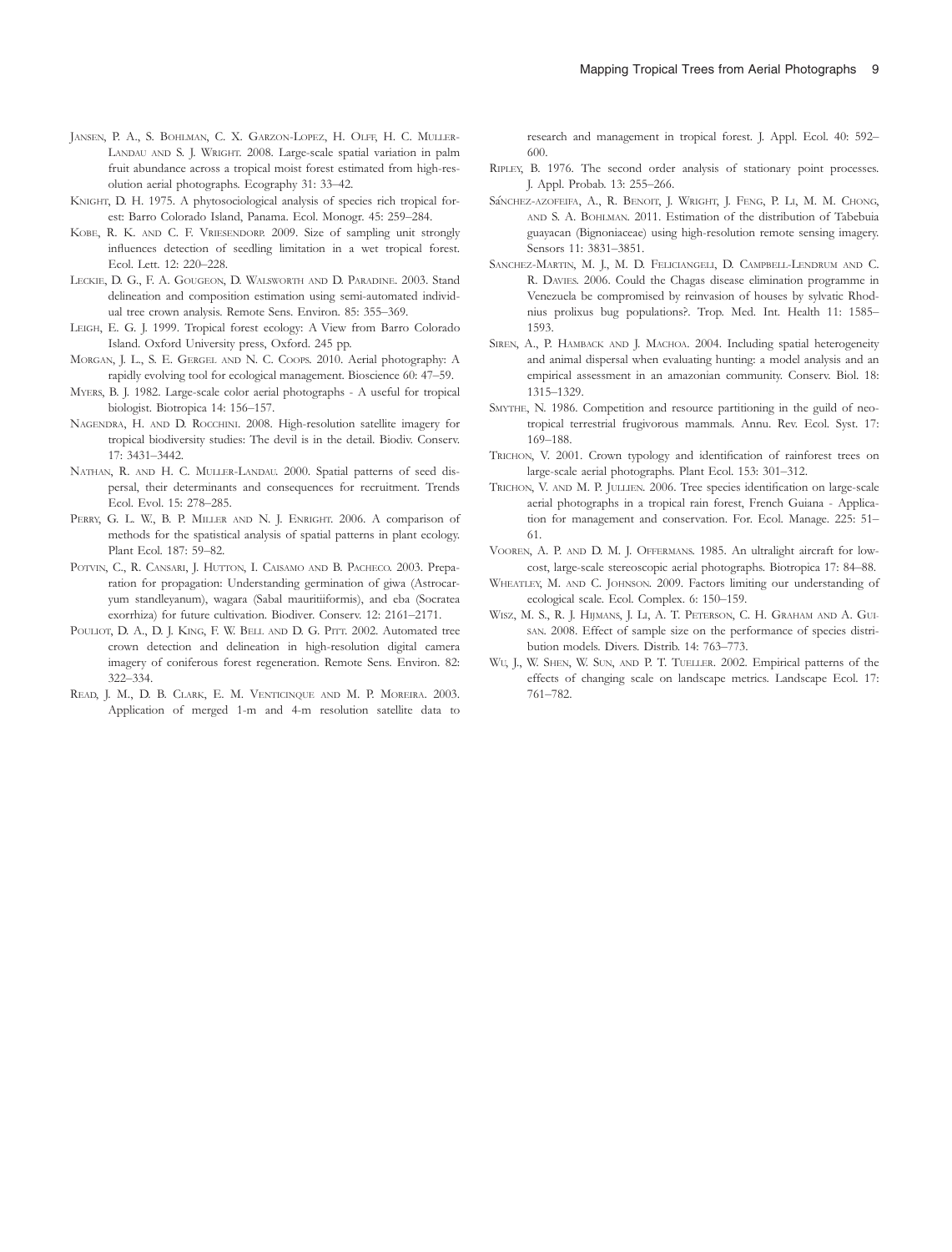JANSEN, P. A., S. BOHLMAN, C. X. GARZON-LOPEZ, H. OLFF, H. C. MULLER-LANDAU AND S. J. WRIGHT. 2008. Large-scale spatial variation in palm fruit abundance across a tropical moist forest estimated from high-resolution aerial photographs. Ecography 31: 33–42.

KNIGHT, D. H. 1975. A phytosociological analysis of species rich tropical forest: Barro Colorado Island, Panama. Ecol. Monogr. 45: 259–284.

KOBE, R. K. AND C. F. VRIESENDORP. 2009. Size of sampling unit strongly influences detection of seedling limitation in a wet tropical forest. Ecol. Lett. 12: 220–228.

LECKIE, D. G., F. A. GOUGEON, D. WALSWORTH AND D. PARADINE. 2003. Stand delineation and composition estimation using semi-automated individual tree crown analysis. Remote Sens. Environ. 85: 355–369.

LEIGH, E. G. J. 1999. Tropical forest ecology: A View from Barro Colorado Island. Oxford University press, Oxford. 245 pp.

MORGAN, J. L., S. E. GERGEL AND N. C. COOPS. 2010. Aerial photography: A rapidly evolving tool for ecological management. Bioscience 60: 47–59.

MYERS, B. J. 1982. Large-scale color aerial photographs - A useful for tropical biologist. Biotropica 14: 156–157.

NAGENDRA, H. AND D. ROCCHINI. 2008. High-resolution satellite imagery for tropical biodiversity studies: The devil is in the detail. Biodiv. Conserv. 17: 3431–3442.

NATHAN, R. AND H. C. MULLER-LANDAU. 2000. Spatial patterns of seed dispersal, their determinants and consequences for recruitment. Trends Ecol. Evol. 15: 278–285.

PERRY, G. L. W., B. P. MILLER AND N. J. ENRIGHT. 2006. A comparison of methods for the spastistical analysis of spatial patterns in plant ecology. Plant Ecol. 187: 59–82.

POTVIN, C., R. CANSARI, J. HUTTON, I. CAISAMO AND B. PACHECO. 2003. Preparation for propagation: Understanding germination of giwa (Astrocaryum standleyanum), wagara (Sabal mauritiiformis), and eba (Socratea exorrhiza) for future cultivation. Biodiver. Conserv. 12: 2161–2171.

POULIOT, D. A., D. J. KING, F. W. BELL AND D. G. PITT. 2002. Automated tree crown detection and delineation in high-resolution digital camera imagery of coniferous forest regeneration. Remote Sens. Environ. 82: 322–334.

READ, J. M., D. B. CLARK, E. M. VENTICINQUE AND M. P. MOREIRA. 2003. Application of merged 1-m and 4-m resolution satellite data to research and management in tropical forest. J. Appl. Ecol. 40: 592–600.

RIPLEY, B. 1976. The second order analysis of stationary point processes. J. Appl. Probab. 13: 255–266.

SÁNCHEZ-AZOFEIFA, A., R. BENOIT, J. WRIGHT, J. FENG, P. LI, M. M. CHONG, AND S. A. BOHLMAN. 2011. Estimation of the distribution of Tabebuia guayacan (Bignoniaceae) using high-resolution remote sensing imagery. Sensors 11: 3831–3851.

SANCHEZ-MARTIN, M. J., M. D. FELICIANGELI, D. CAMPBELL-LENDRUM AND C. R. DAVIES. 2006. Could the Chagas disease elimination programme in Venezuela be compromised by reinvasion of houses by sylvatic Rhodnius prolixus bug populations?. Trop. Med. Int. Health 11: 1585–1593.

SIREN, A., P. HAMBACK AND J. MACHOA. 2004. Including spatial heterogeneity and animal dispersal when evaluating hunting: a model analysis and an empirical assessment in an amazonian community. Conserv. Biol. 18: 1315–1329.

SMYTHE, N. 1986. Competition and resource partitioning in the guild of neotropical terrestrial frugivorous mammals. Annu. Rev. Ecol. Syst. 17: 169–188.

TRICHON, V. 2001. Crown typology and identification of rainforest trees on large-scale aerial photographs. Plant Ecol. 153: 301–312.

TRICHON, V. AND M. P. JULLIEN. 2006. Tree species identification on large-scale aerial photographs in a tropical rain forest, French Guiana - Application for management and conservation. For. Ecol. Manage. 225: 51–61.

VOOREN, A. P. AND D. M. J. OFFERMANS. 1985. An ultralight aircraft for low-cost, large-scale stereoscopic aerial photographs. Biotropica 17: 84–88.

WHEATLEY, M. AND C. JOHNSON. 2009. Factors limiting our understanding of ecological scale. Ecol. Complex. 6: 150–159.

WISZ, M. S., R. J. HIJMANS, J. LI, A. T. PETERSON, C. H. GRAHAM AND A. GUISAN. 2008. Effect of sample size on the performance of species distribution models. Divers. Distrib. 14: 763–773.

WU, J., W. SHEN, W. SUN, AND P. T. TUELLER. 2002. Empirical patterns of the effects of changing scale on landscape metrics. Landscape Ecol. 17: 761–782.